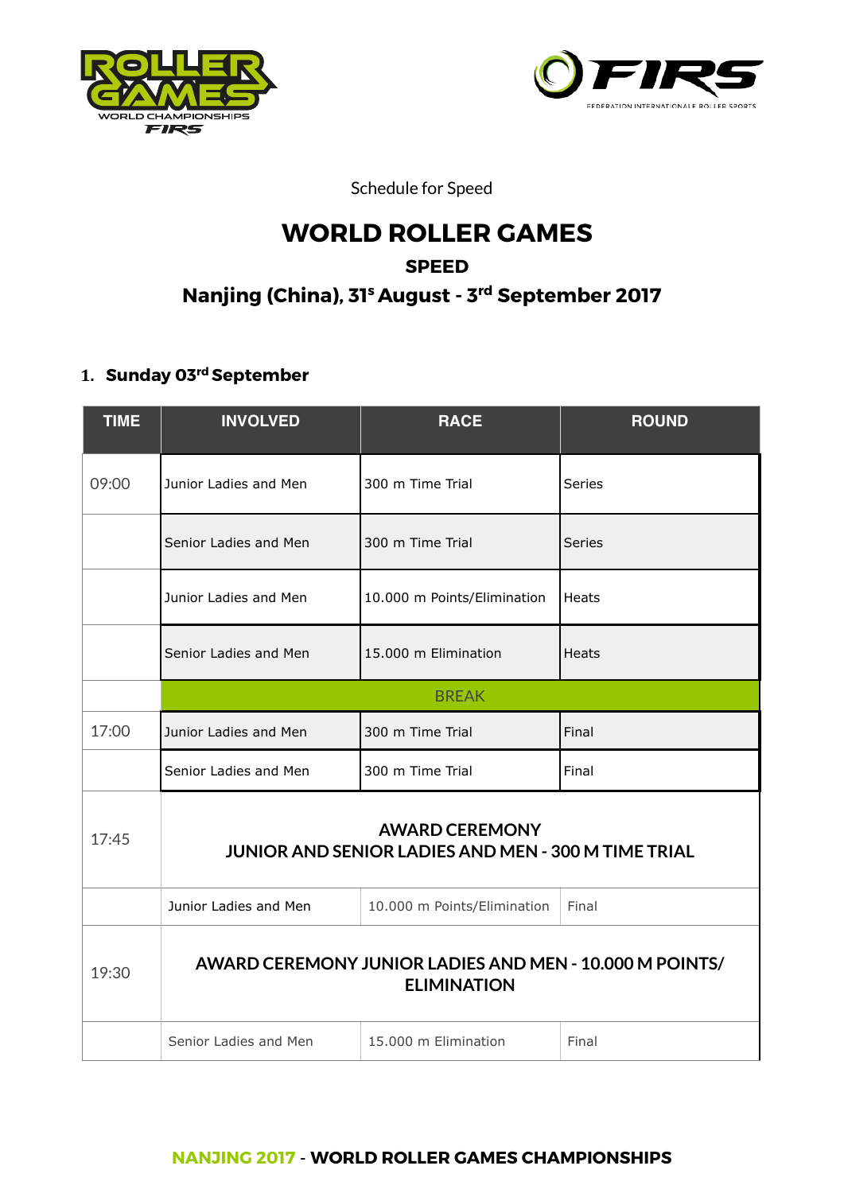Schedule for Speed

# WORLD ROLLER GAMES

## SPEED

## Nanjing (China), 31s August - 3rd September 2017

### 1. Sunday 03rd September

| TIME | INVOLVED | RACE | ROUND |
|---|---|---|---|
| 09:00 | Junior Ladies and Men | 300 m Time Trial | Series |
| | Senior Ladies and Men | 300 m Time Trial | Series |
| | Junior Ladies and Men | 10.000 m Points/Elimination | Heats |
| | Senior Ladies and Men | 15.000 m Elimination | Heats |
| | BREAK | | |
| 17:00 | Junior Ladies and Men | 300 m Time Trial | Final |
| | Senior Ladies and Men | 300 m Time Trial | Final |
| 17:45 | **AWARD CEREMONY JUNIOR AND SENIOR LADIES AND MEN - 300 M TIME TRIAL** | | |
| | Junior Ladies and Men | 10.000 m Points/Elimination | Final |
| 19:30 | **AWARD CEREMONY JUNIOR LADIES AND MEN - 10.000 M POINTS/ ELIMINATION** | | |
| | Senior Ladies and Men | 15.000 m Elimination | Final |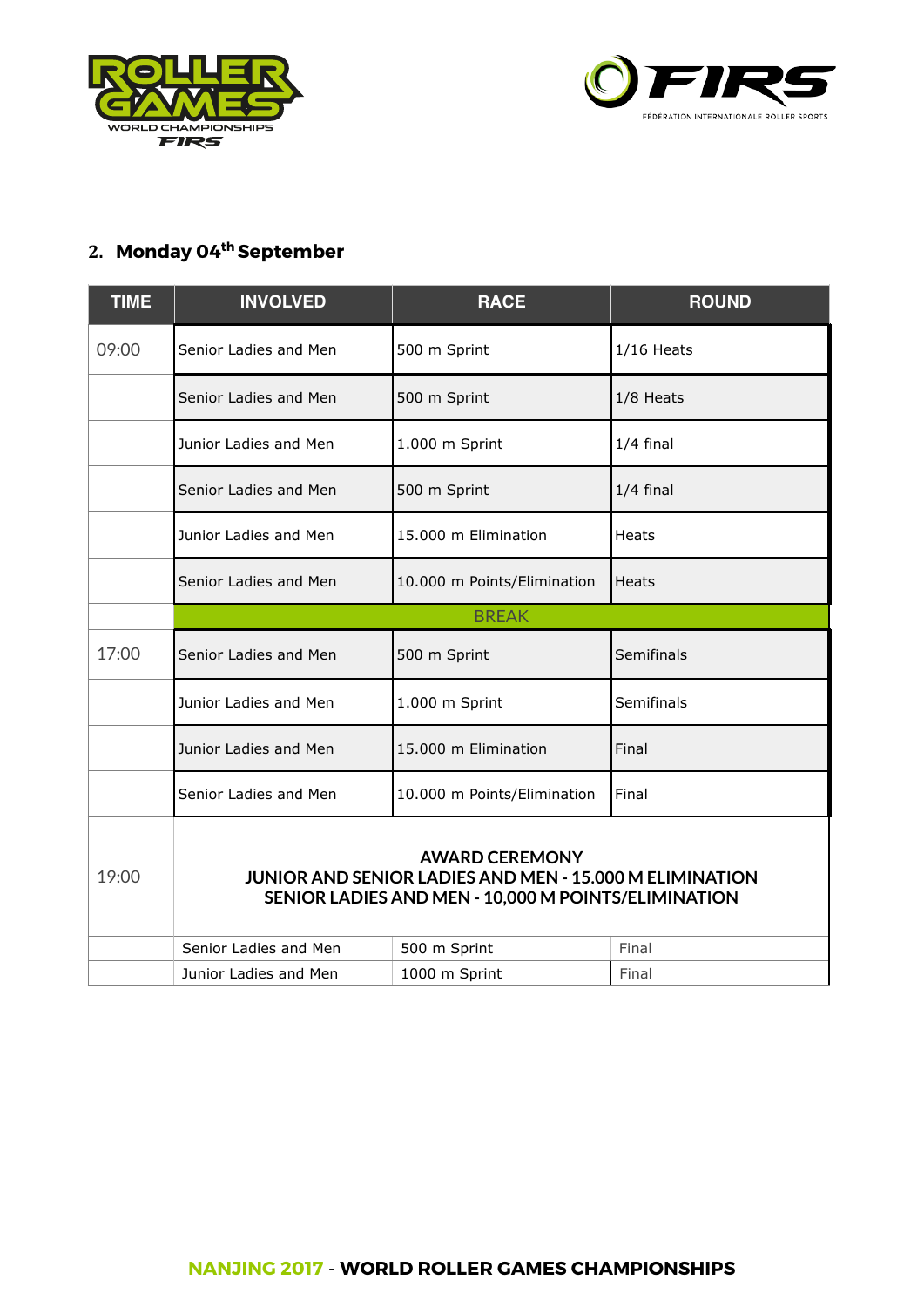## 2. Monday 04th September

| TIME | INVOLVED | RACE | ROUND |
|---|---|---|---|
| 09:00 | Senior Ladies and Men | 500 m Sprint | 1/16 Heats |
| | Senior Ladies and Men | 500 m Sprint | 1/8 Heats |
| | Junior Ladies and Men | 1.000 m Sprint | 1/4 final |
| | Senior Ladies and Men | 500 m Sprint | 1/4 final |
| | Junior Ladies and Men | 15.000 m Elimination | Heats |
| | Senior Ladies and Men | 10.000 m Points/Elimination | Heats |
| | BREAK | | |
| 17:00 | Senior Ladies and Men | 500 m Sprint | Semifinals |
| | Junior Ladies and Men | 1.000 m Sprint | Semifinals |
| | Junior Ladies and Men | 15.000 m Elimination | Final |
| | Senior Ladies and Men | 10.000 m Points/Elimination | Final |
| 19:00 | **AWARD CEREMONY JUNIOR AND SENIOR LADIES AND MEN - 15.000 M ELIMINATION SENIOR LADIES AND MEN - 10,000 M POINTS/ELIMINATION** | | |
| | Senior Ladies and Men | 500 m Sprint | Final |
| | Junior Ladies and Men | 1000 m Sprint | Final |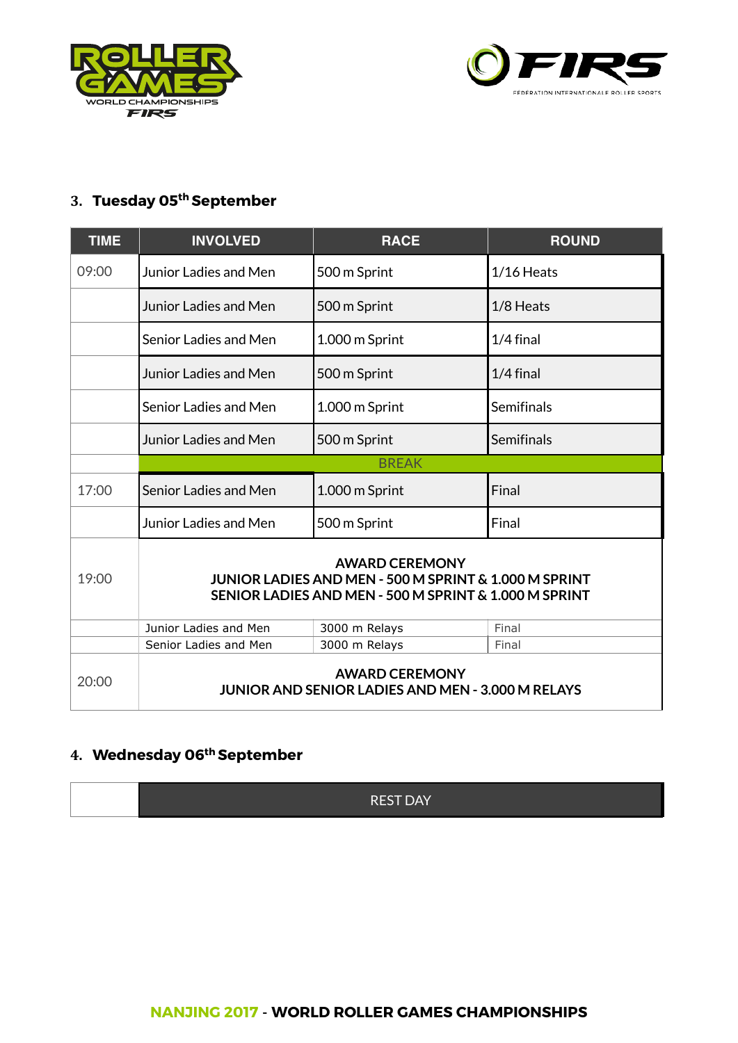## 3. Tuesday 05th September

| TIME | INVOLVED | RACE | ROUND |
|---|---|---|---|
| 09:00 | Junior Ladies and Men | 500 m Sprint | 1/16 Heats |
| | Junior Ladies and Men | 500 m Sprint | 1/8 Heats |
| | Senior Ladies and Men | 1.000 m Sprint | 1/4 final |
| | Junior Ladies and Men | 500 m Sprint | 1/4 final |
| | Senior Ladies and Men | 1.000 m Sprint | Semifinals |
| | Junior Ladies and Men | 500 m Sprint | Semifinals |
| | BREAK | | |
| 17:00 | Senior Ladies and Men | 1.000 m Sprint | Final |
| | Junior Ladies and Men | 500 m Sprint | Final |
| 19:00 | **AWARD CEREMONY** **JUNIOR LADIES AND MEN - 500 M SPRINT & 1.000 M SPRINT** **SENIOR LADIES AND MEN - 500 M SPRINT & 1.000 M SPRINT** | | |
| | Junior Ladies and Men | 3000 m Relays | Final |
| | Senior Ladies and Men | 3000 m Relays | Final |
| 20:00 | **AWARD CEREMONY** **JUNIOR AND SENIOR LADIES AND MEN - 3.000 M RELAYS** | | |

## 4. Wednesday 06th September

| | |
|---|---|
| | REST DAY |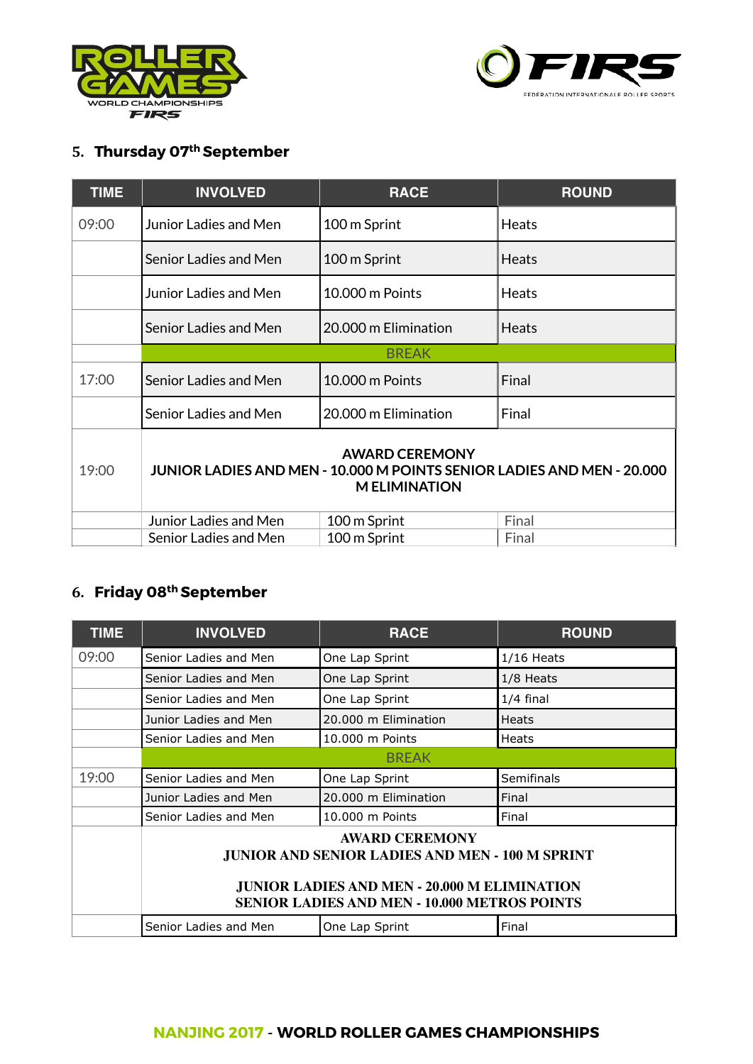## 5. Thursday 07th September

| TIME | INVOLVED | RACE | ROUND |
|---|---|---|---|
| 09:00 | Junior Ladies and Men | 100 m Sprint | Heats |
| | Senior Ladies and Men | 100 m Sprint | Heats |
| | Junior Ladies and Men | 10.000 m Points | Heats |
| | Senior Ladies and Men | 20.000 m Elimination | Heats |
| | BREAK | | |
| 17:00 | Senior Ladies and Men | 10.000 m Points | Final |
| | Senior Ladies and Men | 20.000 m Elimination | Final |
| 19:00 | **AWARD CEREMONY JUNIOR LADIES AND MEN - 10.000 M POINTS SENIOR LADIES AND MEN - 20.000 M ELIMINATION** | | |
| | Junior Ladies and Men | 100 m Sprint | Final |
| | Senior Ladies and Men | 100 m Sprint | Final |

## 6. Friday 08th September

| TIME | INVOLVED | RACE | ROUND |
|---|---|---|---|
| 09:00 | Senior Ladies and Men | One Lap Sprint | 1/16 Heats |
| | Senior Ladies and Men | One Lap Sprint | 1/8 Heats |
| | Senior Ladies and Men | One Lap Sprint | 1/4 final |
| | Junior Ladies and Men | 20.000 m Elimination | Heats |
| | Senior Ladies and Men | 10.000 m Points | Heats |
| | BREAK | | |
| 19:00 | Senior Ladies and Men | One Lap Sprint | Semifinals |
| | Junior Ladies and Men | 20.000 m Elimination | Final |
| | Senior Ladies and Men | 10.000 m Points | Final |
| | **AWARD CEREMONY JUNIOR AND SENIOR LADIES AND MEN - 100 M SPRINT JUNIOR LADIES AND MEN - 20.000 M ELIMINATION SENIOR LADIES AND MEN - 10.000 METROS POINTS** | | |
| | Senior Ladies and Men | One Lap Sprint | Final |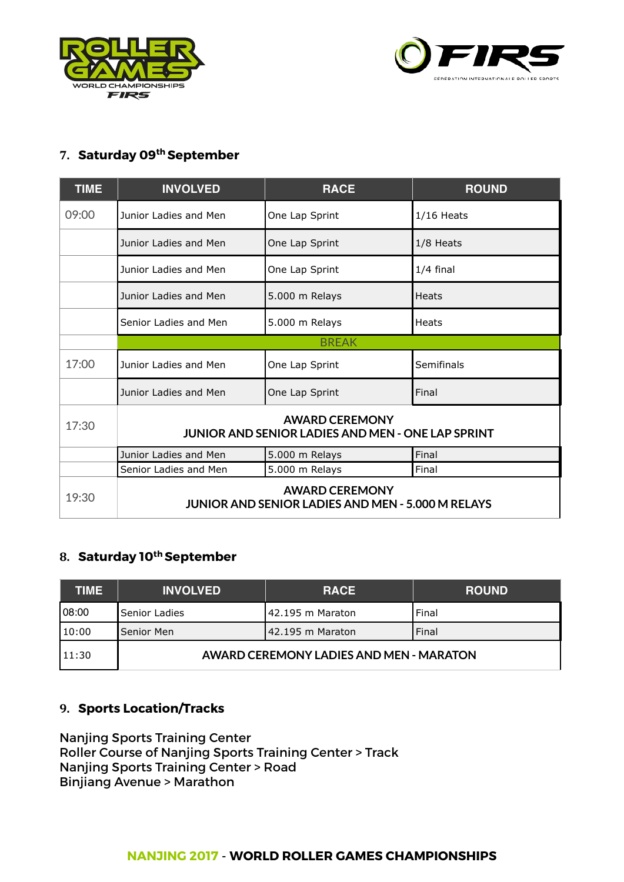## 7. Saturday 09th September

| TIME | INVOLVED | RACE | ROUND |
|---|---|---|---|
| 09:00 | Junior Ladies and Men | One Lap Sprint | 1/16 Heats |
| | Junior Ladies and Men | One Lap Sprint | 1/8 Heats |
| | Junior Ladies and Men | One Lap Sprint | 1/4 final |
| | Junior Ladies and Men | 5.000 m Relays | Heats |
| | Senior Ladies and Men | 5.000 m Relays | Heats |
| | BREAK | | |
| 17:00 | Junior Ladies and Men | One Lap Sprint | Semifinals |
| | Junior Ladies and Men | One Lap Sprint | Final |
| 17:30 | AWARD CEREMONY JUNIOR AND SENIOR LADIES AND MEN - ONE LAP SPRINT | | |
| | Junior Ladies and Men | 5.000 m Relays | Final |
| | Senior Ladies and Men | 5.000 m Relays | Final |
| 19:30 | AWARD CEREMONY JUNIOR AND SENIOR LADIES AND MEN - 5.000 M RELAYS | | |

## 8. Saturday 10th September

| TIME | INVOLVED | RACE | ROUND |
|---|---|---|---|
| 08:00 | Senior Ladies | 42.195 m Maraton | Final |
| 10:00 | Senior Men | 42.195 m Maraton | Final |
| 11:30 | AWARD CEREMONY LADIES AND MEN - MARATON | | |

## 9. Sports Location/Tracks

Nanjing Sports Training Center
Roller Course of Nanjing Sports Training Center > Track
Nanjing Sports Training Center > Road
Binjiang Avenue > Marathon